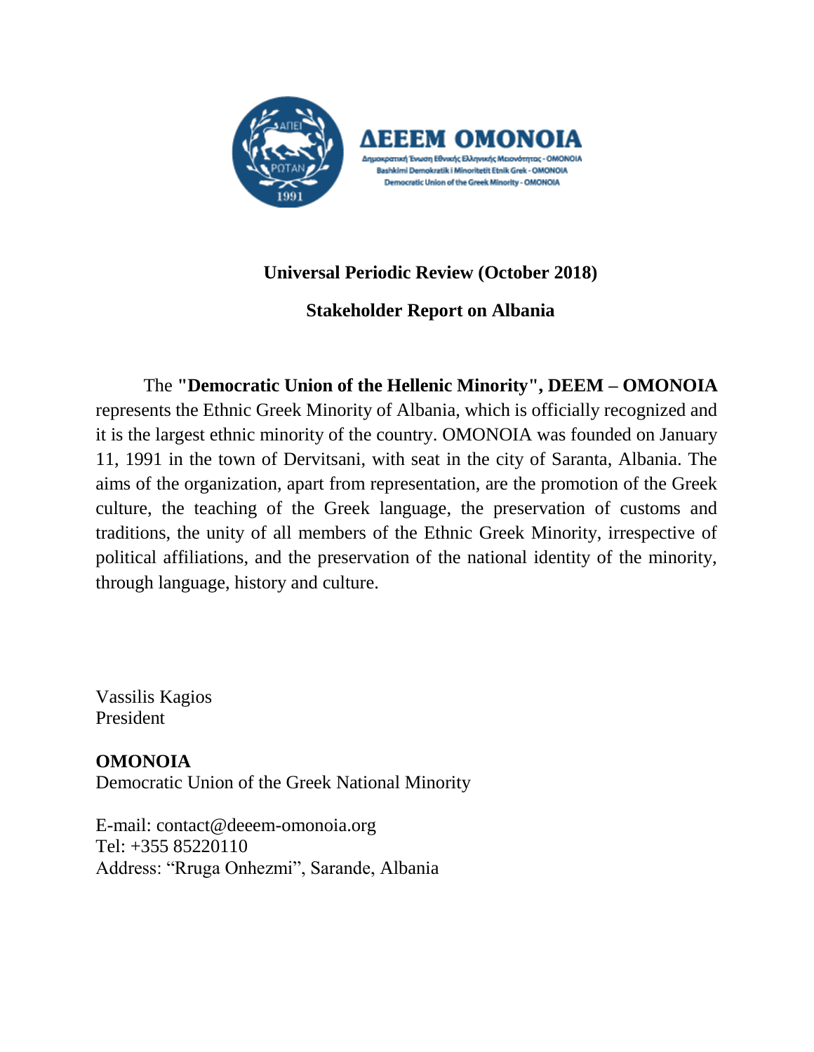**ΔΕΕΕΜ OMONOIA**

Δημοκρατική Ένωση Εθνικής Ελληνικής Μειονότητας - OMONOIA
Bashkimi Demokratik i Minoritetit Etnik Grek - OMONOIA
Democratic Union of the Greek Minority - OMONOIA

## Universal Periodic Review (October 2018)

## Stakeholder Report on Albania

The **"Democratic Union of the Hellenic Minority", DEEM – OMONOIA** represents the Ethnic Greek Minority of Albania, which is officially recognized and it is the largest ethnic minority of the country. OMONOIA was founded on January 11, 1991 in the town of Dervitsani, with seat in the city of Saranta, Albania. The aims of the organization, apart from representation, are the promotion of the Greek culture, the teaching of the Greek language, the preservation of customs and traditions, the unity of all members of the Ethnic Greek Minority, irrespective of political affiliations, and the preservation of the national identity of the minority, through language, history and culture.

Vassilis Kagios
President

**OMONOIA**
Democratic Union of the Greek National Minority

E-mail: contact@deeem-omonoia.org
Tel: +355 85220110
Address: "Rruga Onhezmi", Sarande, Albania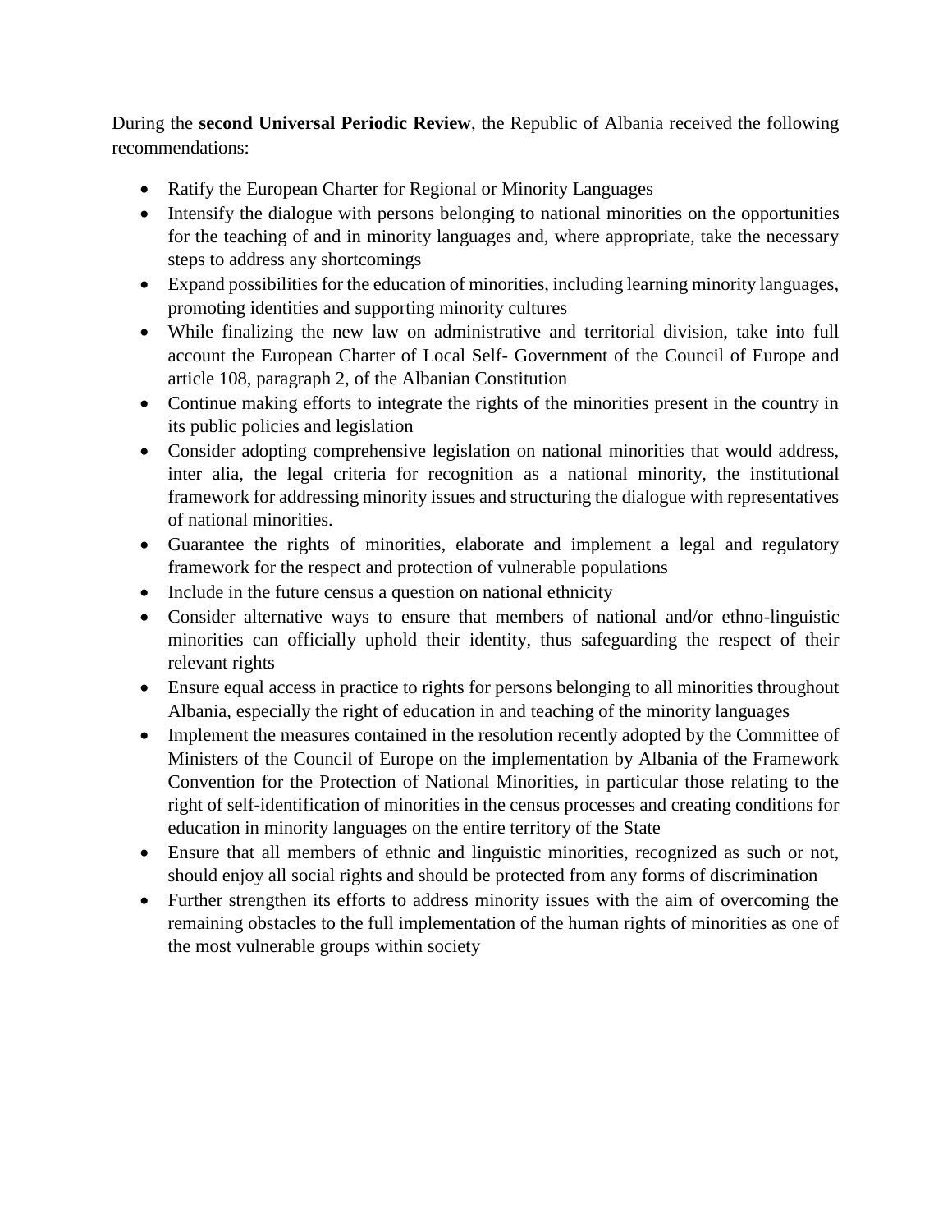During the **second Universal Periodic Review**, the Republic of Albania received the following recommendations:

- Ratify the European Charter for Regional or Minority Languages
- Intensify the dialogue with persons belonging to national minorities on the opportunities for the teaching of and in minority languages and, where appropriate, take the necessary steps to address any shortcomings
- Expand possibilities for the education of minorities, including learning minority languages, promoting identities and supporting minority cultures
- While finalizing the new law on administrative and territorial division, take into full account the European Charter of Local Self- Government of the Council of Europe and article 108, paragraph 2, of the Albanian Constitution
- Continue making efforts to integrate the rights of the minorities present in the country in its public policies and legislation
- Consider adopting comprehensive legislation on national minorities that would address, inter alia, the legal criteria for recognition as a national minority, the institutional framework for addressing minority issues and structuring the dialogue with representatives of national minorities.
- Guarantee the rights of minorities, elaborate and implement a legal and regulatory framework for the respect and protection of vulnerable populations
- Include in the future census a question on national ethnicity
- Consider alternative ways to ensure that members of national and/or ethno-linguistic minorities can officially uphold their identity, thus safeguarding the respect of their relevant rights
- Ensure equal access in practice to rights for persons belonging to all minorities throughout Albania, especially the right of education in and teaching of the minority languages
- Implement the measures contained in the resolution recently adopted by the Committee of Ministers of the Council of Europe on the implementation by Albania of the Framework Convention for the Protection of National Minorities, in particular those relating to the right of self-identification of minorities in the census processes and creating conditions for education in minority languages on the entire territory of the State
- Ensure that all members of ethnic and linguistic minorities, recognized as such or not, should enjoy all social rights and should be protected from any forms of discrimination
- Further strengthen its efforts to address minority issues with the aim of overcoming the remaining obstacles to the full implementation of the human rights of minorities as one of the most vulnerable groups within society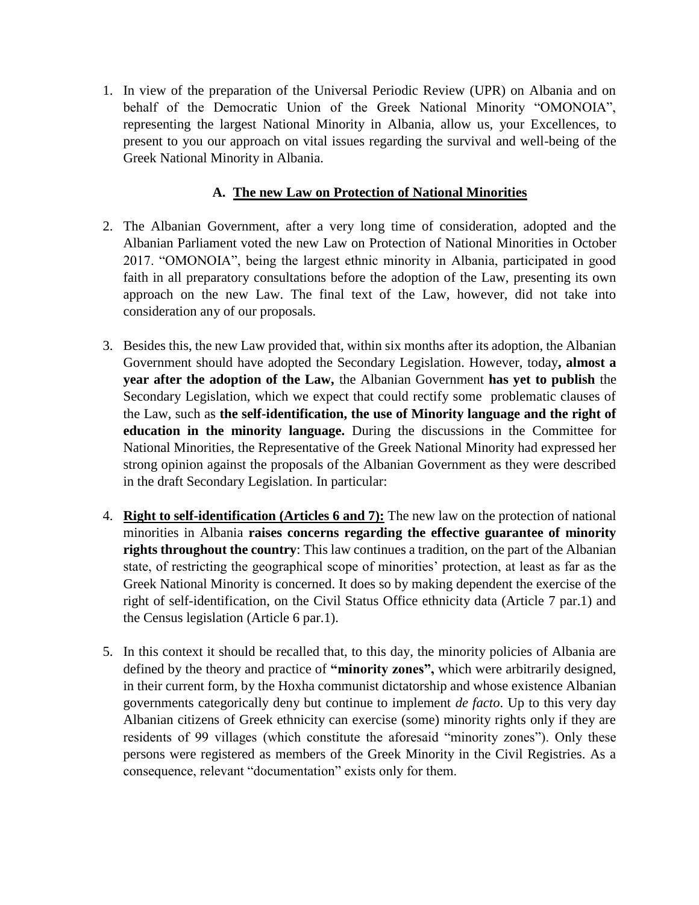1. In view of the preparation of the Universal Periodic Review (UPR) on Albania and on behalf of the Democratic Union of the Greek National Minority "OMONOIA", representing the largest National Minority in Albania, allow us, your Excellences, to present to you our approach on vital issues regarding the survival and well-being of the Greek National Minority in Albania.

## A. <u>The new Law on Protection of National Minorities</u>

2. The Albanian Government, after a very long time of consideration, adopted and the Albanian Parliament voted the new Law on Protection of National Minorities in October 2017. "OMONOIA", being the largest ethnic minority in Albania, participated in good faith in all preparatory consultations before the adoption of the Law, presenting its own approach on the new Law. The final text of the Law, however, did not take into consideration any of our proposals.

3. Besides this, the new Law provided that, within six months after its adoption, the Albanian Government should have adopted the Secondary Legislation. However, today**, almost a year after the adoption of the Law,** the Albanian Government **has yet to publish** the Secondary Legislation, which we expect that could rectify some problematic clauses of the Law, such as **the self-identification, the use of Minority language and the right of education in the minority language.** During the discussions in the Committee for National Minorities, the Representative of the Greek National Minority had expressed her strong opinion against the proposals of the Albanian Government as they were described in the draft Secondary Legislation. In particular:

4. **<u>Right to self-identification (Articles 6 and 7):</u>** The new law on the protection of national minorities in Albania **raises concerns regarding the effective guarantee of minority rights throughout the country**: This law continues a tradition, on the part of the Albanian state, of restricting the geographical scope of minorities' protection, at least as far as the Greek National Minority is concerned. It does so by making dependent the exercise of the right of self-identification, on the Civil Status Office ethnicity data (Article 7 par.1) and the Census legislation (Article 6 par.1).

5. In this context it should be recalled that, to this day, the minority policies of Albania are defined by the theory and practice of **"minority zones",** which were arbitrarily designed, in their current form, by the Hoxha communist dictatorship and whose existence Albanian governments categorically deny but continue to implement *de facto*. Up to this very day Albanian citizens of Greek ethnicity can exercise (some) minority rights only if they are residents of 99 villages (which constitute the aforesaid "minority zones"). Only these persons were registered as members of the Greek Minority in the Civil Registries. As a consequence, relevant "documentation" exists only for them.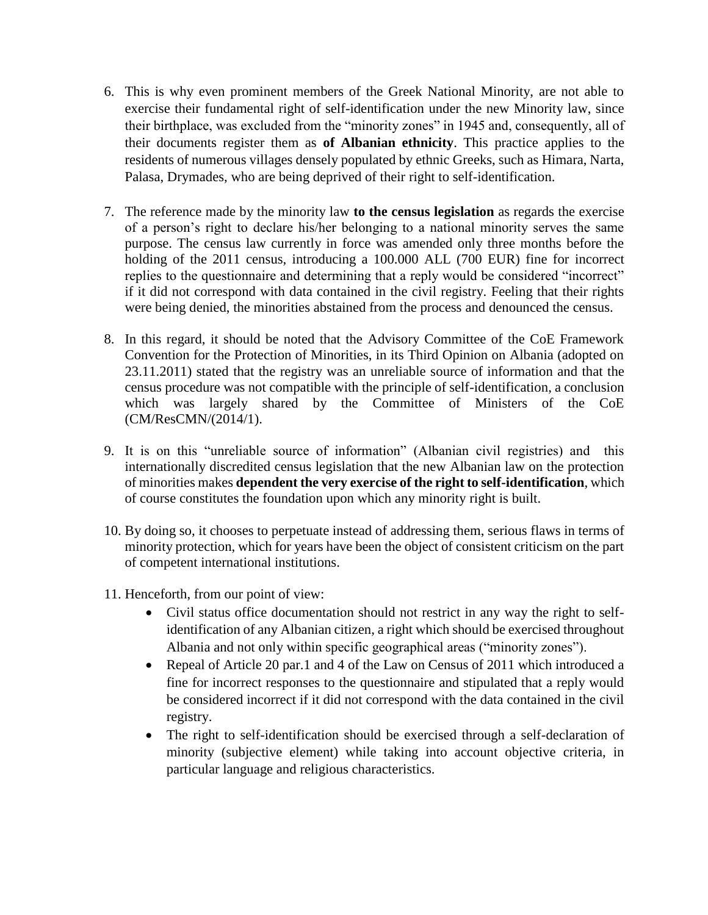6. This is why even prominent members of the Greek National Minority, are not able to exercise their fundamental right of self-identification under the new Minority law, since their birthplace, was excluded from the "minority zones" in 1945 and, consequently, all of their documents register them as **of Albanian ethnicity**. This practice applies to the residents of numerous villages densely populated by ethnic Greeks, such as Himara, Narta, Palasa, Drymades, who are being deprived of their right to self-identification.

7. The reference made by the minority law **to the census legislation** as regards the exercise of a person's right to declare his/her belonging to a national minority serves the same purpose. The census law currently in force was amended only three months before the holding of the 2011 census, introducing a 100.000 ALL (700 EUR) fine for incorrect replies to the questionnaire and determining that a reply would be considered "incorrect" if it did not correspond with data contained in the civil registry. Feeling that their rights were being denied, the minorities abstained from the process and denounced the census.

8. In this regard, it should be noted that the Advisory Committee of the CoE Framework Convention for the Protection of Minorities, in its Third Opinion on Albania (adopted on 23.11.2011) stated that the registry was an unreliable source of information and that the census procedure was not compatible with the principle of self-identification, a conclusion which was largely shared by the Committee of Ministers of the CoE (CM/ResCMN/(2014/1).

9. It is on this "unreliable source of information" (Albanian civil registries) and this internationally discredited census legislation that the new Albanian law on the protection of minorities makes **dependent the very exercise of the right to self-identification**, which of course constitutes the foundation upon which any minority right is built.

10. By doing so, it chooses to perpetuate instead of addressing them, serious flaws in terms of minority protection, which for years have been the object of consistent criticism on the part of competent international institutions.

11. Henceforth, from our point of view:
    - Civil status office documentation should not restrict in any way the right to self-identification of any Albanian citizen, a right which should be exercised throughout Albania and not only within specific geographical areas ("minority zones").
    - Repeal of Article 20 par.1 and 4 of the Law on Census of 2011 which introduced a fine for incorrect responses to the questionnaire and stipulated that a reply would be considered incorrect if it did not correspond with the data contained in the civil registry.
    - The right to self-identification should be exercised through a self-declaration of minority (subjective element) while taking into account objective criteria, in particular language and religious characteristics.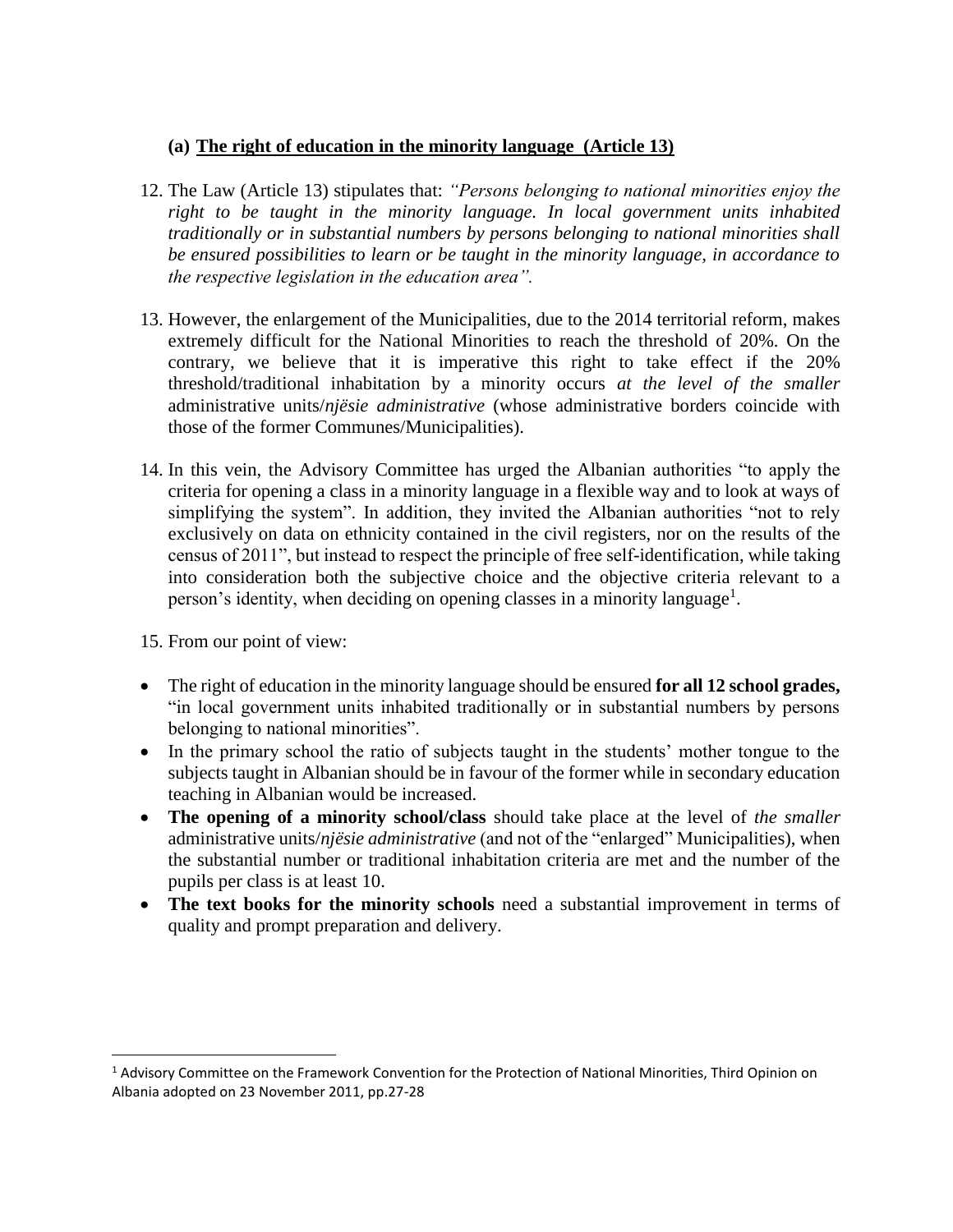### (a) The right of education in the minority language (Article 13)

12. The Law (Article 13) stipulates that: *"Persons belonging to national minorities enjoy the right to be taught in the minority language. In local government units inhabited traditionally or in substantial numbers by persons belonging to national minorities shall be ensured possibilities to learn or be taught in the minority language, in accordance to the respective legislation in the education area".*

13. However, the enlargement of the Municipalities, due to the 2014 territorial reform, makes extremely difficult for the National Minorities to reach the threshold of 20%. On the contrary, we believe that it is imperative this right to take effect if the 20% threshold/traditional inhabitation by a minority occurs *at the level of the smaller* administrative units/*njësie administrative* (whose administrative borders coincide with those of the former Communes/Municipalities).

14. In this vein, the Advisory Committee has urged the Albanian authorities "to apply the criteria for opening a class in a minority language in a flexible way and to look at ways of simplifying the system". In addition, they invited the Albanian authorities "not to rely exclusively on data on ethnicity contained in the civil registers, nor on the results of the census of 2011", but instead to respect the principle of free self-identification, while taking into consideration both the subjective choice and the objective criteria relevant to a person's identity, when deciding on opening classes in a minority language[1].

15. From our point of view:

- The right of education in the minority language should be ensured **for all 12 school grades,** "in local government units inhabited traditionally or in substantial numbers by persons belonging to national minorities".
- In the primary school the ratio of subjects taught in the students' mother tongue to the subjects taught in Albanian should be in favour of the former while in secondary education teaching in Albanian would be increased.
- **The opening of a minority school/class** should take place at the level of *the smaller* administrative units/*njësie administrative* (and not of the "enlarged" Municipalities), when the substantial number or traditional inhabitation criteria are met and the number of the pupils per class is at least 10.
- **The text books for the minority schools** need a substantial improvement in terms of quality and prompt preparation and delivery.

[1] Advisory Committee on the Framework Convention for the Protection of National Minorities, Third Opinion on Albania adopted on 23 November 2011, pp.27-28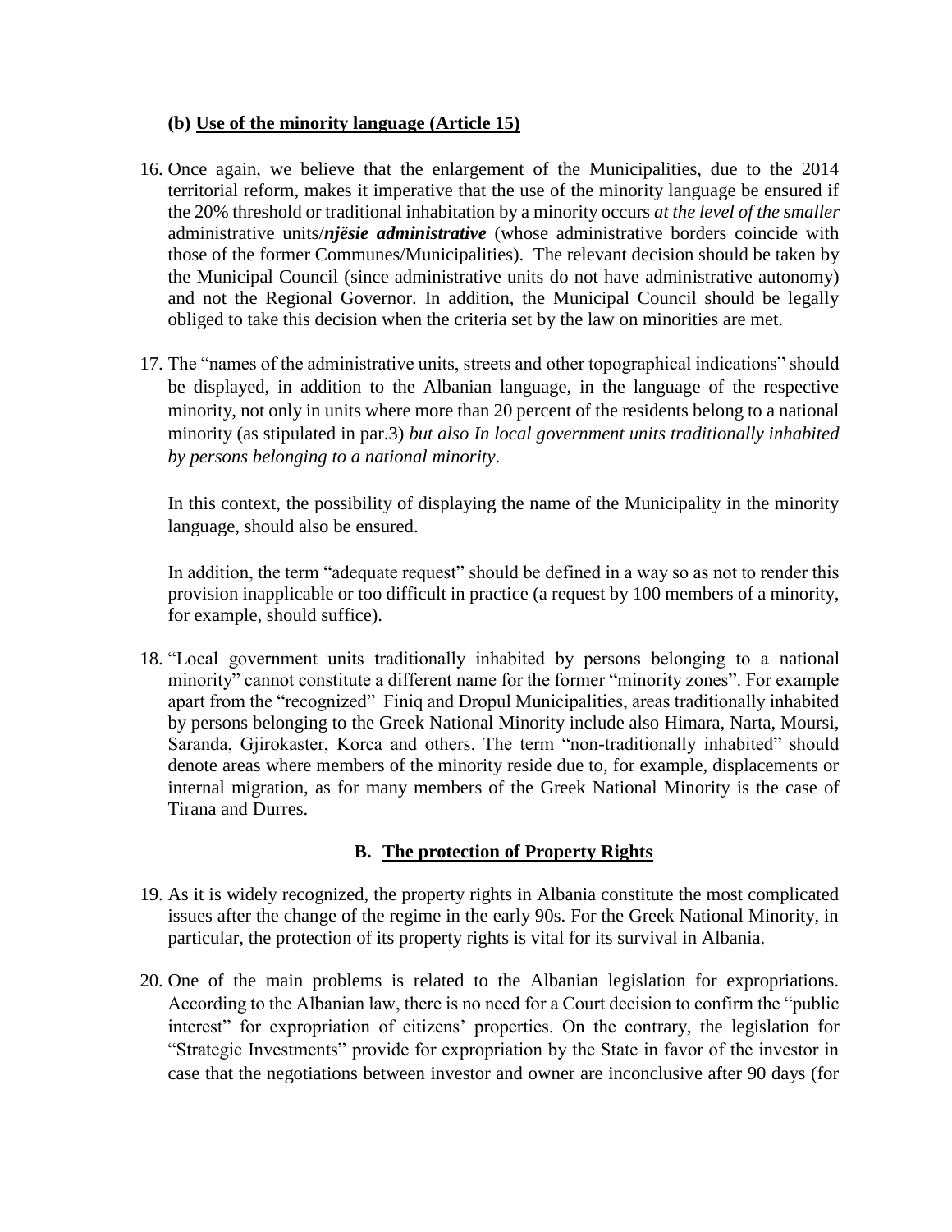### (b) Use of the minority language (Article 15)

16. Once again, we believe that the enlargement of the Municipalities, due to the 2014 territorial reform, makes it imperative that the use of the minority language be ensured if the 20% threshold or traditional inhabitation by a minority occurs *at the level of the smaller* administrative units/***njësie administrative*** (whose administrative borders coincide with those of the former Communes/Municipalities). The relevant decision should be taken by the Municipal Council (since administrative units do not have administrative autonomy) and not the Regional Governor. In addition, the Municipal Council should be legally obliged to take this decision when the criteria set by the law on minorities are met.

17. The "names of the administrative units, streets and other topographical indications" should be displayed, in addition to the Albanian language, in the language of the respective minority, not only in units where more than 20 percent of the residents belong to a national minority (as stipulated in par.3) *but also In local government units traditionally inhabited by persons belonging to a national minority*.

    In this context, the possibility of displaying the name of the Municipality in the minority language, should also be ensured.

    In addition, the term "adequate request" should be defined in a way so as not to render this provision inapplicable or too difficult in practice (a request by 100 members of a minority, for example, should suffice).

18. "Local government units traditionally inhabited by persons belonging to a national minority" cannot constitute a different name for the former "minority zones". For example apart from the "recognized" Finiq and Dropul Municipalities, areas traditionally inhabited by persons belonging to the Greek National Minority include also Himara, Narta, Moursi, Saranda, Gjirokaster, Korca and others. The term "non-traditionally inhabited" should denote areas where members of the minority reside due to, for example, displacements or internal migration, as for many members of the Greek National Minority is the case of Tirana and Durres.

## B. The protection of Property Rights

19. As it is widely recognized, the property rights in Albania constitute the most complicated issues after the change of the regime in the early 90s. For the Greek National Minority, in particular, the protection of its property rights is vital for its survival in Albania.

20. One of the main problems is related to the Albanian legislation for expropriations. According to the Albanian law, there is no need for a Court decision to confirm the "public interest" for expropriation of citizens' properties. On the contrary, the legislation for "Strategic Investments" provide for expropriation by the State in favor of the investor in case that the negotiations between investor and owner are inconclusive after 90 days (for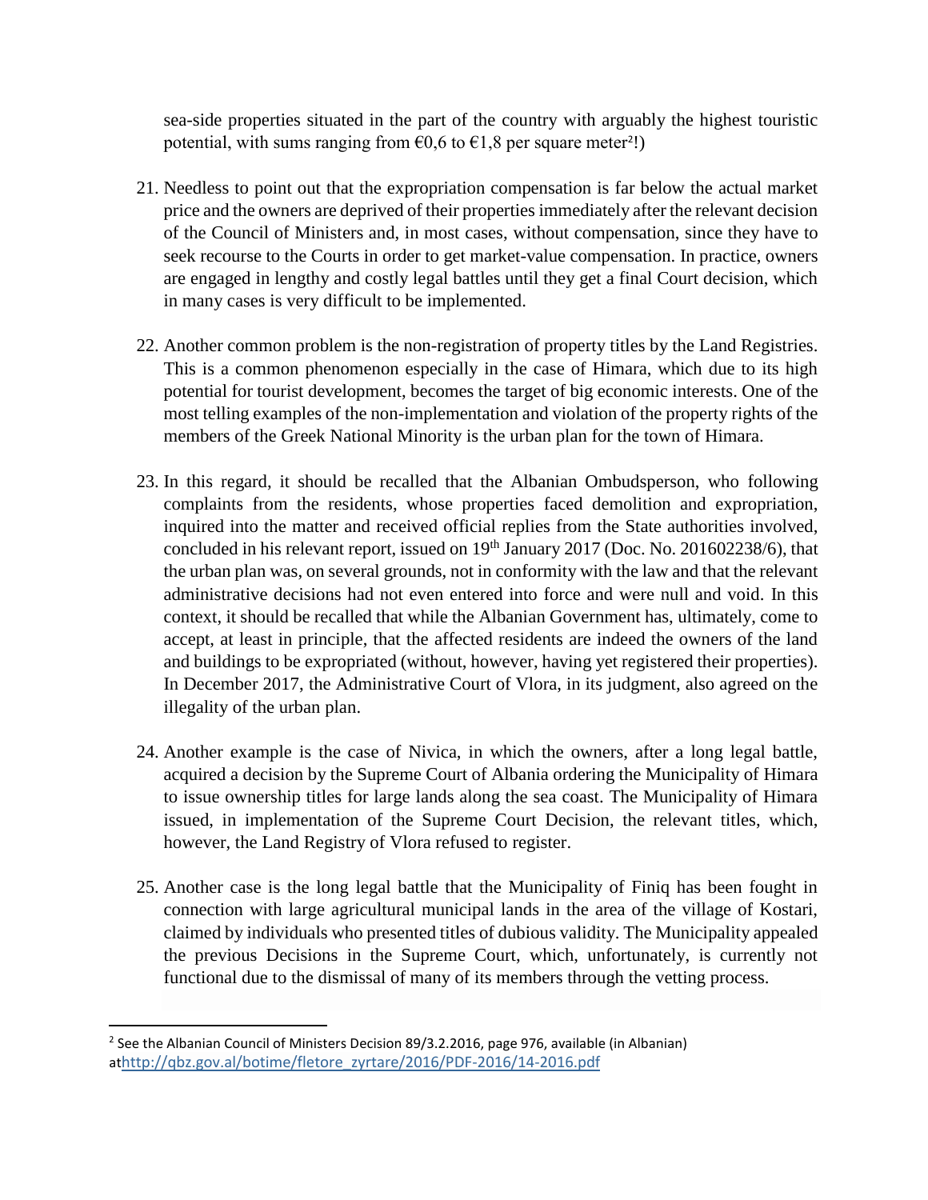sea-side properties situated in the part of the country with arguably the highest touristic potential, with sums ranging from €0,6 to €1,8 per square meter[2]!)

21. Needless to point out that the expropriation compensation is far below the actual market price and the owners are deprived of their properties immediately after the relevant decision of the Council of Ministers and, in most cases, without compensation, since they have to seek recourse to the Courts in order to get market-value compensation. In practice, owners are engaged in lengthy and costly legal battles until they get a final Court decision, which in many cases is very difficult to be implemented.

22. Another common problem is the non-registration of property titles by the Land Registries. This is a common phenomenon especially in the case of Himara, which due to its high potential for tourist development, becomes the target of big economic interests. One of the most telling examples of the non-implementation and violation of the property rights of the members of the Greek National Minority is the urban plan for the town of Himara.

23. In this regard, it should be recalled that the Albanian Ombudsperson, who following complaints from the residents, whose properties faced demolition and expropriation, inquired into the matter and received official replies from the State authorities involved, concluded in his relevant report, issued on 19th January 2017 (Doc. No. 201602238/6), that the urban plan was, on several grounds, not in conformity with the law and that the relevant administrative decisions had not even entered into force and were null and void. In this context, it should be recalled that while the Albanian Government has, ultimately, come to accept, at least in principle, that the affected residents are indeed the owners of the land and buildings to be expropriated (without, however, having yet registered their properties). In December 2017, the Administrative Court of Vlora, in its judgment, also agreed on the illegality of the urban plan.

24. Another example is the case of Nivica, in which the owners, after a long legal battle, acquired a decision by the Supreme Court of Albania ordering the Municipality of Himara to issue ownership titles for large lands along the sea coast. The Municipality of Himara issued, in implementation of the Supreme Court Decision, the relevant titles, which, however, the Land Registry of Vlora refused to register.

25. Another case is the long legal battle that the Municipality of Finiq has been fought in connection with large agricultural municipal lands in the area of the village of Kostari, claimed by individuals who presented titles of dubious validity. The Municipality appealed the previous Decisions in the Supreme Court, which, unfortunately, is currently not functional due to the dismissal of many of its members through the vetting process.

---

[2] See the Albanian Council of Ministers Decision 89/3.2.2016, page 976, available (in Albanian) athttp://qbz.gov.al/botime/fletore_zyrtare/2016/PDF-2016/14-2016.pdf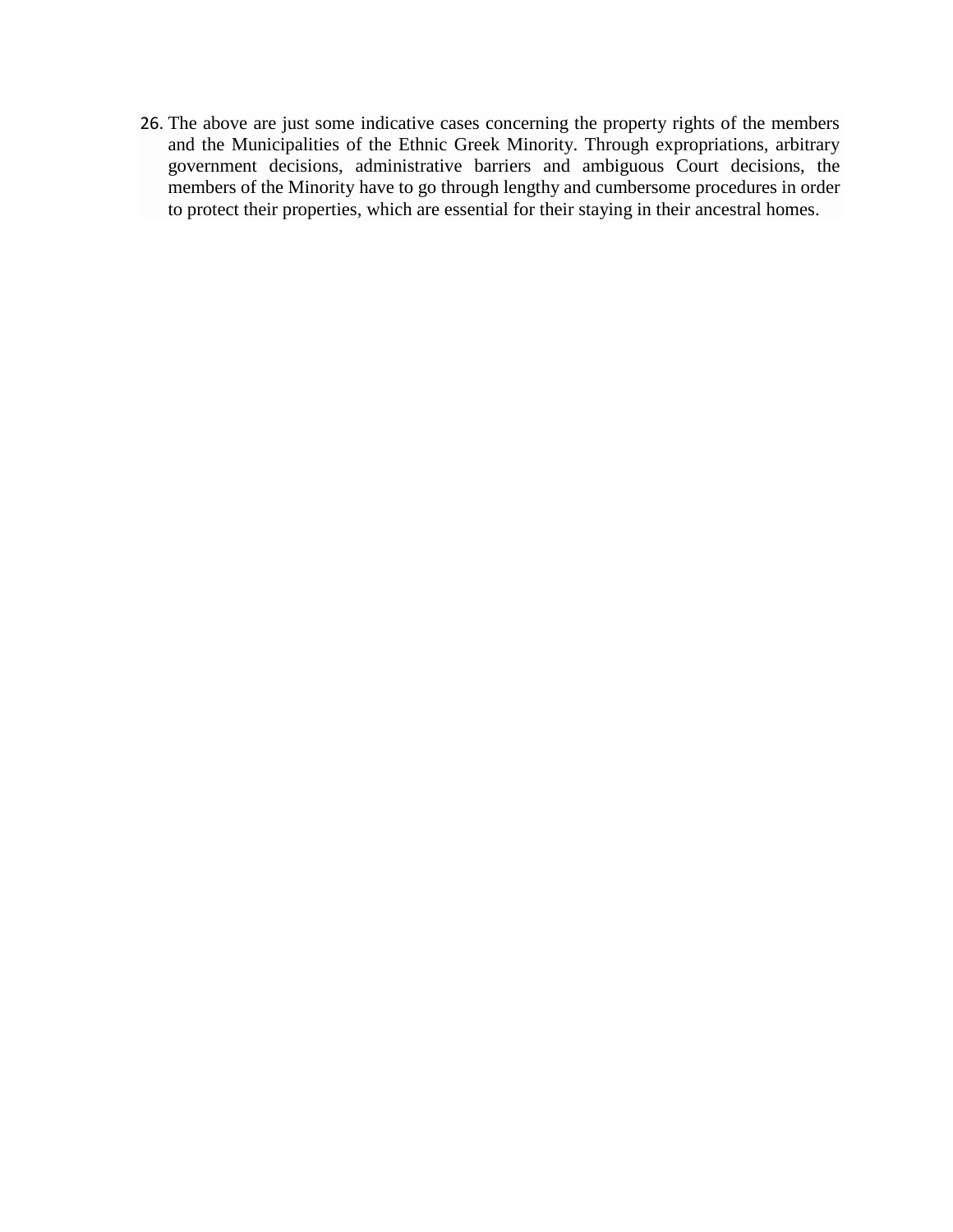26. The above are just some indicative cases concerning the property rights of the members and the Municipalities of the Ethnic Greek Minority. Through expropriations, arbitrary government decisions, administrative barriers and ambiguous Court decisions, the members of the Minority have to go through lengthy and cumbersome procedures in order to protect their properties, which are essential for their staying in their ancestral homes.